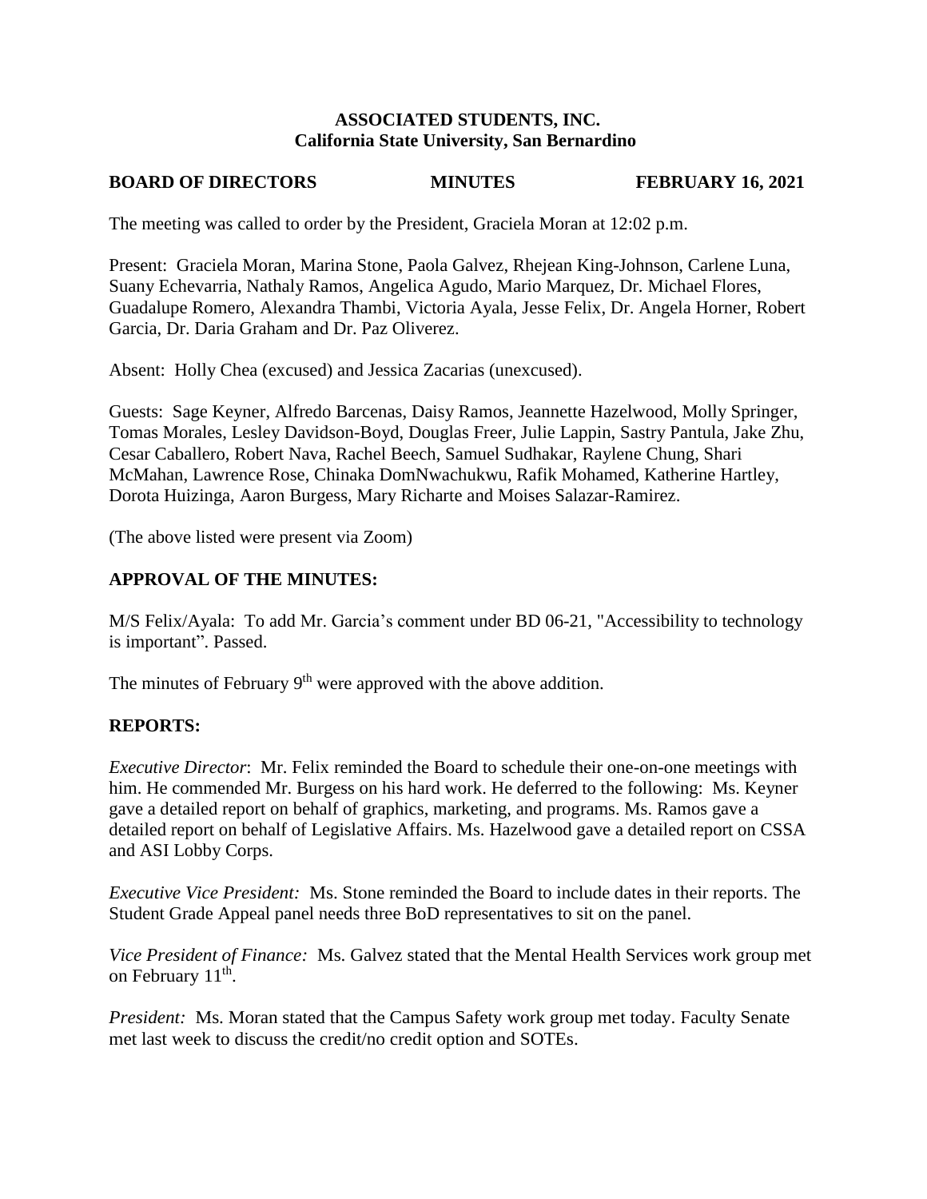# ASSOCIATED STUDENTS, INC.
## California State University, San Bernardino

**BOARD OF DIRECTORS MINUTES FEBRUARY 16, 2021**

The meeting was called to order by the President, Graciela Moran at 12:02 p.m.

Present: Graciela Moran, Marina Stone, Paola Galvez, Rhejean King-Johnson, Carlene Luna, Suany Echevarria, Nathaly Ramos, Angelica Agudo, Mario Marquez, Dr. Michael Flores, Guadalupe Romero, Alexandra Thambi, Victoria Ayala, Jesse Felix, Dr. Angela Horner, Robert Garcia, Dr. Daria Graham and Dr. Paz Oliverez.

Absent: Holly Chea (excused) and Jessica Zacarias (unexcused).

Guests: Sage Keyner, Alfredo Barcenas, Daisy Ramos, Jeannette Hazelwood, Molly Springer, Tomas Morales, Lesley Davidson-Boyd, Douglas Freer, Julie Lappin, Sastry Pantula, Jake Zhu, Cesar Caballero, Robert Nava, Rachel Beech, Samuel Sudhakar, Raylene Chung, Shari McMahan, Lawrence Rose, Chinaka DomNwachukwu, Rafik Mohamed, Katherine Hartley, Dorota Huizinga, Aaron Burgess, Mary Richarte and Moises Salazar-Ramirez.

(The above listed were present via Zoom)

## APPROVAL OF THE MINUTES:

M/S Felix/Ayala: To add Mr. Garcia's comment under BD 06-21, "Accessibility to technology is important". Passed.

The minutes of February 9th were approved with the above addition.

## REPORTS:

*Executive Director*: Mr. Felix reminded the Board to schedule their one-on-one meetings with him. He commended Mr. Burgess on his hard work. He deferred to the following: Ms. Keyner gave a detailed report on behalf of graphics, marketing, and programs. Ms. Ramos gave a detailed report on behalf of Legislative Affairs. Ms. Hazelwood gave a detailed report on CSSA and ASI Lobby Corps.

*Executive Vice President:* Ms. Stone reminded the Board to include dates in their reports. The Student Grade Appeal panel needs three BoD representatives to sit on the panel.

*Vice President of Finance:* Ms. Galvez stated that the Mental Health Services work group met on February 11th.

*President:* Ms. Moran stated that the Campus Safety work group met today. Faculty Senate met last week to discuss the credit/no credit option and SOTEs.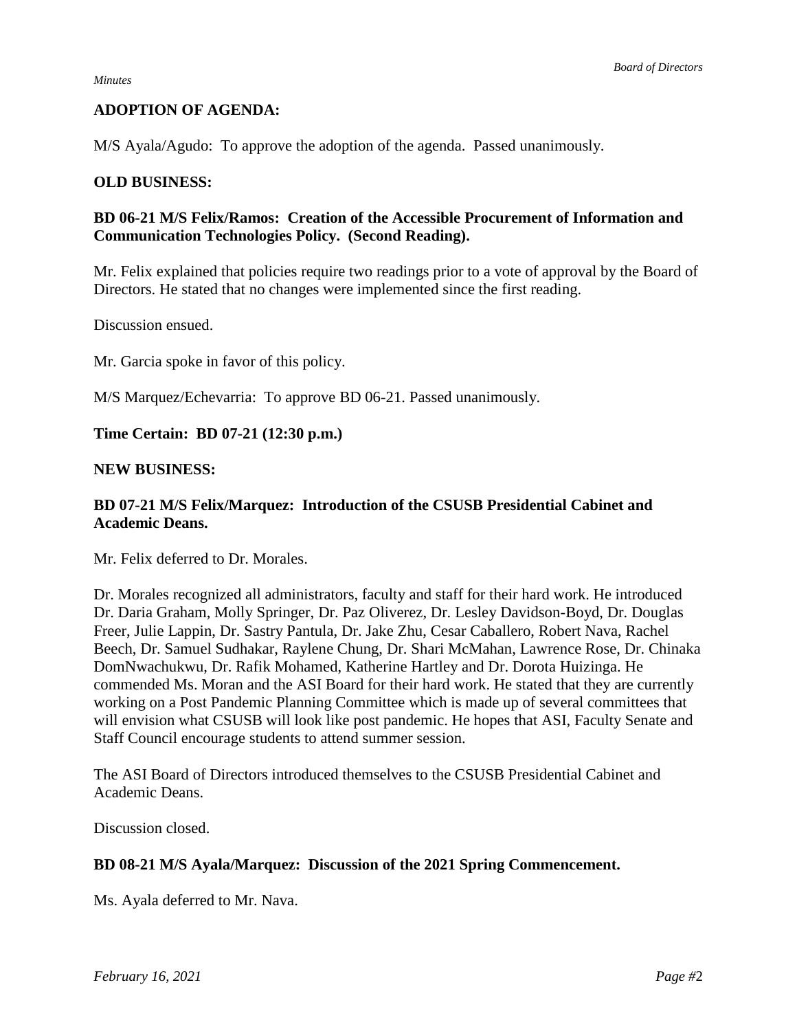**ADOPTION OF AGENDA:**

M/S Ayala/Agudo: To approve the adoption of the agenda. Passed unanimously.

**OLD BUSINESS:**

**BD 06-21 M/S Felix/Ramos: Creation of the Accessible Procurement of Information and Communication Technologies Policy. (Second Reading).**

Mr. Felix explained that policies require two readings prior to a vote of approval by the Board of Directors. He stated that no changes were implemented since the first reading.

Discussion ensued.

Mr. Garcia spoke in favor of this policy.

M/S Marquez/Echevarria: To approve BD 06-21. Passed unanimously.

**Time Certain: BD 07-21 (12:30 p.m.)**

**NEW BUSINESS:**

**BD 07-21 M/S Felix/Marquez: Introduction of the CSUSB Presidential Cabinet and Academic Deans.**

Mr. Felix deferred to Dr. Morales.

Dr. Morales recognized all administrators, faculty and staff for their hard work. He introduced Dr. Daria Graham, Molly Springer, Dr. Paz Oliverez, Dr. Lesley Davidson-Boyd, Dr. Douglas Freer, Julie Lappin, Dr. Sastry Pantula, Dr. Jake Zhu, Cesar Caballero, Robert Nava, Rachel Beech, Dr. Samuel Sudhakar, Raylene Chung, Dr. Shari McMahan, Lawrence Rose, Dr. Chinaka DomNwachukwu, Dr. Rafik Mohamed, Katherine Hartley and Dr. Dorota Huizinga. He commended Ms. Moran and the ASI Board for their hard work. He stated that they are currently working on a Post Pandemic Planning Committee which is made up of several committees that will envision what CSUSB will look like post pandemic. He hopes that ASI, Faculty Senate and Staff Council encourage students to attend summer session.

The ASI Board of Directors introduced themselves to the CSUSB Presidential Cabinet and Academic Deans.

Discussion closed.

**BD 08-21 M/S Ayala/Marquez: Discussion of the 2021 Spring Commencement.**

Ms. Ayala deferred to Mr. Nava.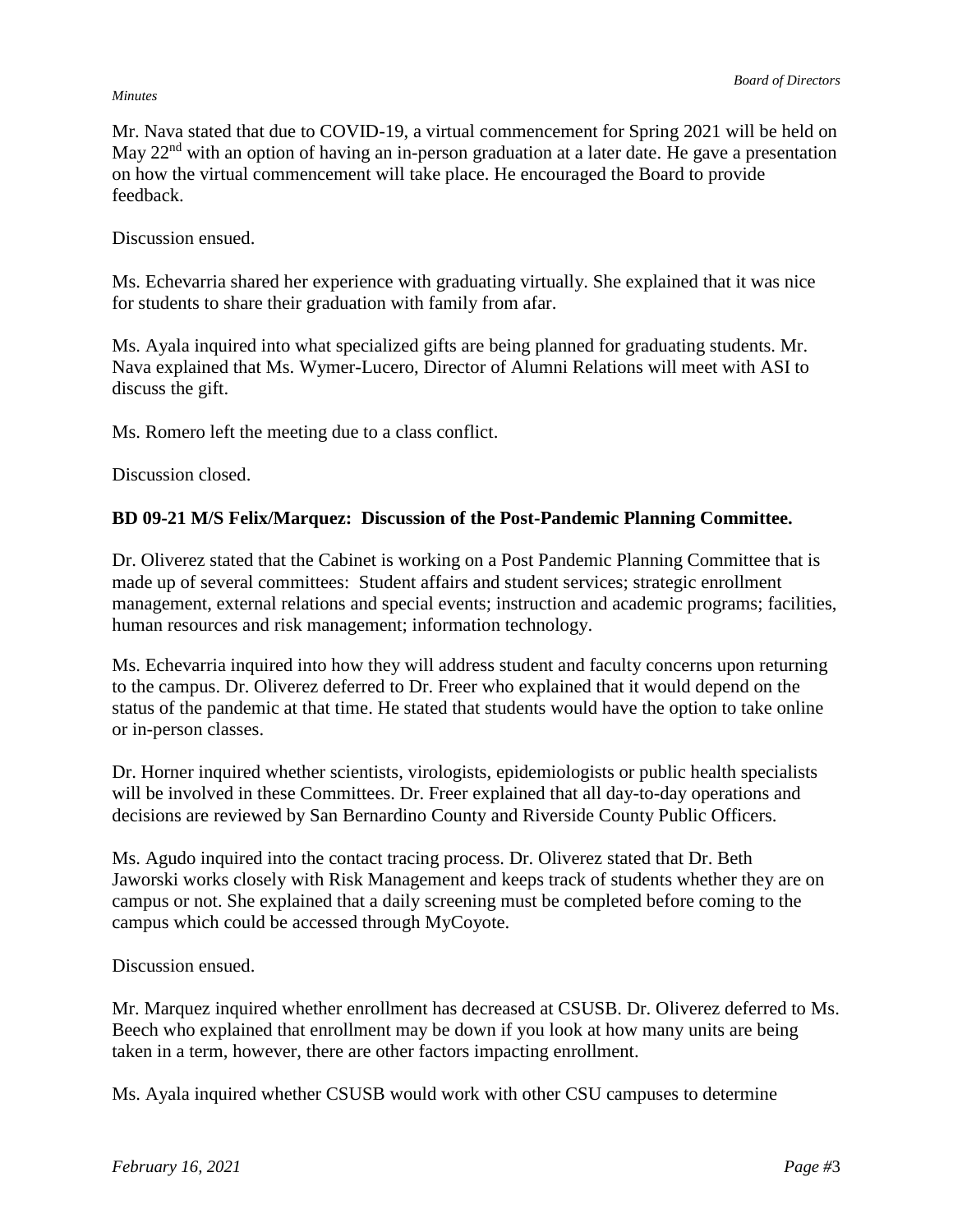Mr. Nava stated that due to COVID-19, a virtual commencement for Spring 2021 will be held on May 22nd with an option of having an in-person graduation at a later date. He gave a presentation on how the virtual commencement will take place. He encouraged the Board to provide feedback.

Discussion ensued.

Ms. Echevarria shared her experience with graduating virtually. She explained that it was nice for students to share their graduation with family from afar.

Ms. Ayala inquired into what specialized gifts are being planned for graduating students. Mr. Nava explained that Ms. Wymer-Lucero, Director of Alumni Relations will meet with ASI to discuss the gift.

Ms. Romero left the meeting due to a class conflict.

Discussion closed.

**BD 09-21 M/S Felix/Marquez: Discussion of the Post-Pandemic Planning Committee.**

Dr. Oliverez stated that the Cabinet is working on a Post Pandemic Planning Committee that is made up of several committees: Student affairs and student services; strategic enrollment management, external relations and special events; instruction and academic programs; facilities, human resources and risk management; information technology.

Ms. Echevarria inquired into how they will address student and faculty concerns upon returning to the campus. Dr. Oliverez deferred to Dr. Freer who explained that it would depend on the status of the pandemic at that time. He stated that students would have the option to take online or in-person classes.

Dr. Horner inquired whether scientists, virologists, epidemiologists or public health specialists will be involved in these Committees. Dr. Freer explained that all day-to-day operations and decisions are reviewed by San Bernardino County and Riverside County Public Officers.

Ms. Agudo inquired into the contact tracing process. Dr. Oliverez stated that Dr. Beth Jaworski works closely with Risk Management and keeps track of students whether they are on campus or not. She explained that a daily screening must be completed before coming to the campus which could be accessed through MyCoyote.

Discussion ensued.

Mr. Marquez inquired whether enrollment has decreased at CSUSB. Dr. Oliverez deferred to Ms. Beech who explained that enrollment may be down if you look at how many units are being taken in a term, however, there are other factors impacting enrollment.

Ms. Ayala inquired whether CSUSB would work with other CSU campuses to determine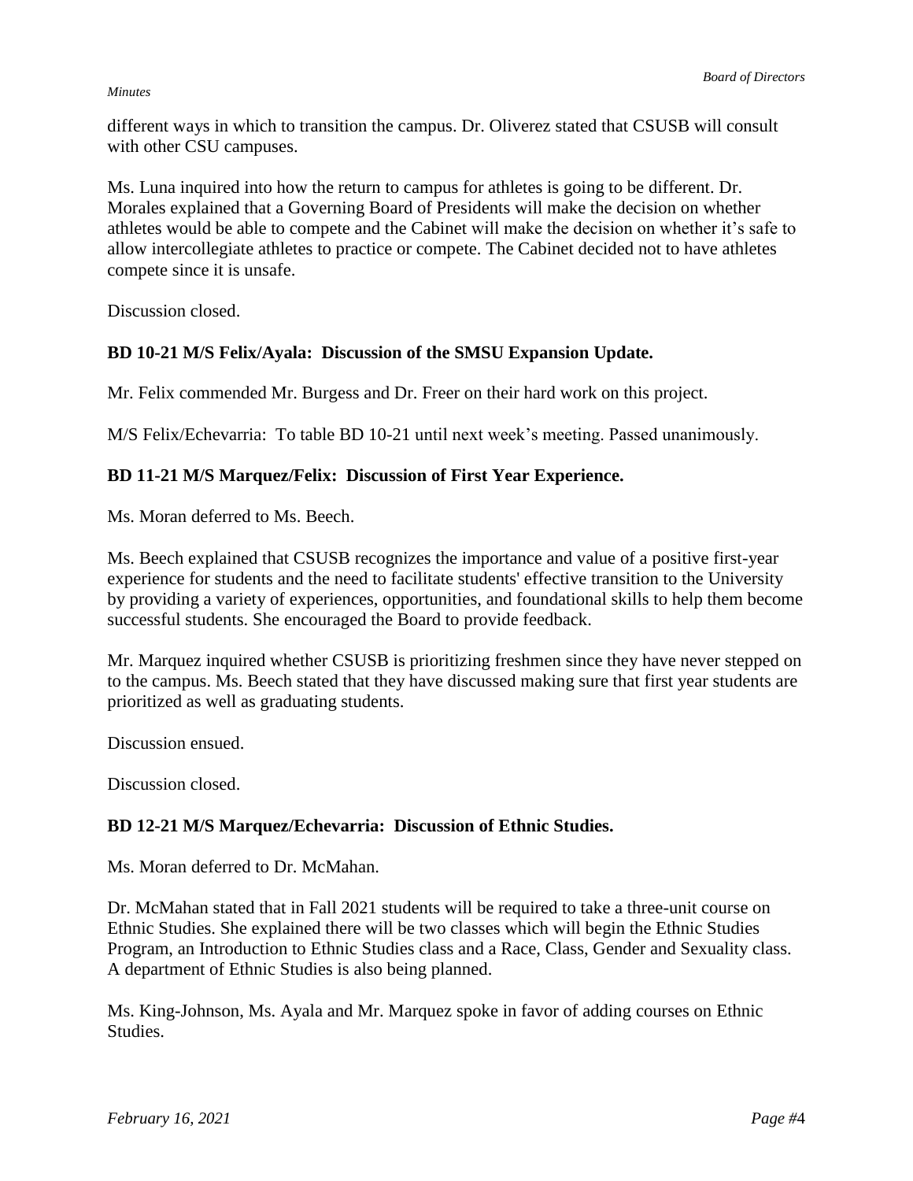different ways in which to transition the campus. Dr. Oliverez stated that CSUSB will consult with other CSU campuses.

Ms. Luna inquired into how the return to campus for athletes is going to be different. Dr. Morales explained that a Governing Board of Presidents will make the decision on whether athletes would be able to compete and the Cabinet will make the decision on whether it's safe to allow intercollegiate athletes to practice or compete. The Cabinet decided not to have athletes compete since it is unsafe.

Discussion closed.

**BD 10-21 M/S Felix/Ayala: Discussion of the SMSU Expansion Update.**

Mr. Felix commended Mr. Burgess and Dr. Freer on their hard work on this project.

M/S Felix/Echevarria: To table BD 10-21 until next week's meeting. Passed unanimously.

**BD 11-21 M/S Marquez/Felix: Discussion of First Year Experience.**

Ms. Moran deferred to Ms. Beech.

Ms. Beech explained that CSUSB recognizes the importance and value of a positive first-year experience for students and the need to facilitate students' effective transition to the University by providing a variety of experiences, opportunities, and foundational skills to help them become successful students. She encouraged the Board to provide feedback.

Mr. Marquez inquired whether CSUSB is prioritizing freshmen since they have never stepped on to the campus. Ms. Beech stated that they have discussed making sure that first year students are prioritized as well as graduating students.

Discussion ensued.

Discussion closed.

**BD 12-21 M/S Marquez/Echevarria: Discussion of Ethnic Studies.**

Ms. Moran deferred to Dr. McMahan.

Dr. McMahan stated that in Fall 2021 students will be required to take a three-unit course on Ethnic Studies. She explained there will be two classes which will begin the Ethnic Studies Program, an Introduction to Ethnic Studies class and a Race, Class, Gender and Sexuality class. A department of Ethnic Studies is also being planned.

Ms. King-Johnson, Ms. Ayala and Mr. Marquez spoke in favor of adding courses on Ethnic Studies.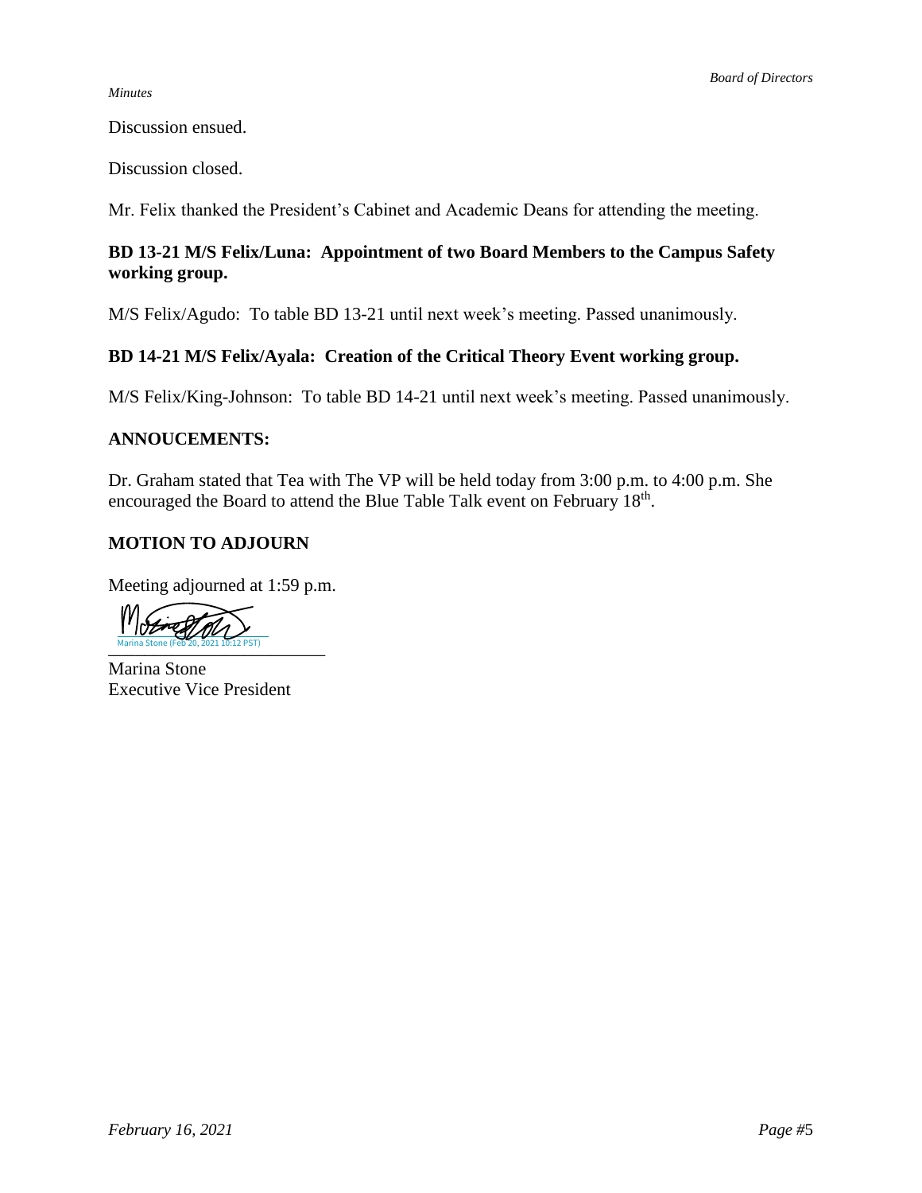Discussion ensued.

Discussion closed.

Mr. Felix thanked the President's Cabinet and Academic Deans for attending the meeting.

**BD 13-21 M/S Felix/Luna: Appointment of two Board Members to the Campus Safety working group.**

M/S Felix/Agudo: To table BD 13-21 until next week's meeting. Passed unanimously.

**BD 14-21 M/S Felix/Ayala: Creation of the Critical Theory Event working group.**

M/S Felix/King-Johnson: To table BD 14-21 until next week's meeting. Passed unanimously.

**ANNOUCEMENTS:**

Dr. Graham stated that Tea with The VP will be held today from 3:00 p.m. to 4:00 p.m. She encouraged the Board to attend the Blue Table Talk event on February 18th.

**MOTION TO ADJOURN**

Meeting adjourned at 1:59 p.m.

Marina Stone (Feb 20, 2021 10:12 PST)

\_\_\_\_\_\_\_\_\_\_\_\_\_\_\_\_\_\_\_\_\_\_\_\_\_\_

Marina Stone
Executive Vice President